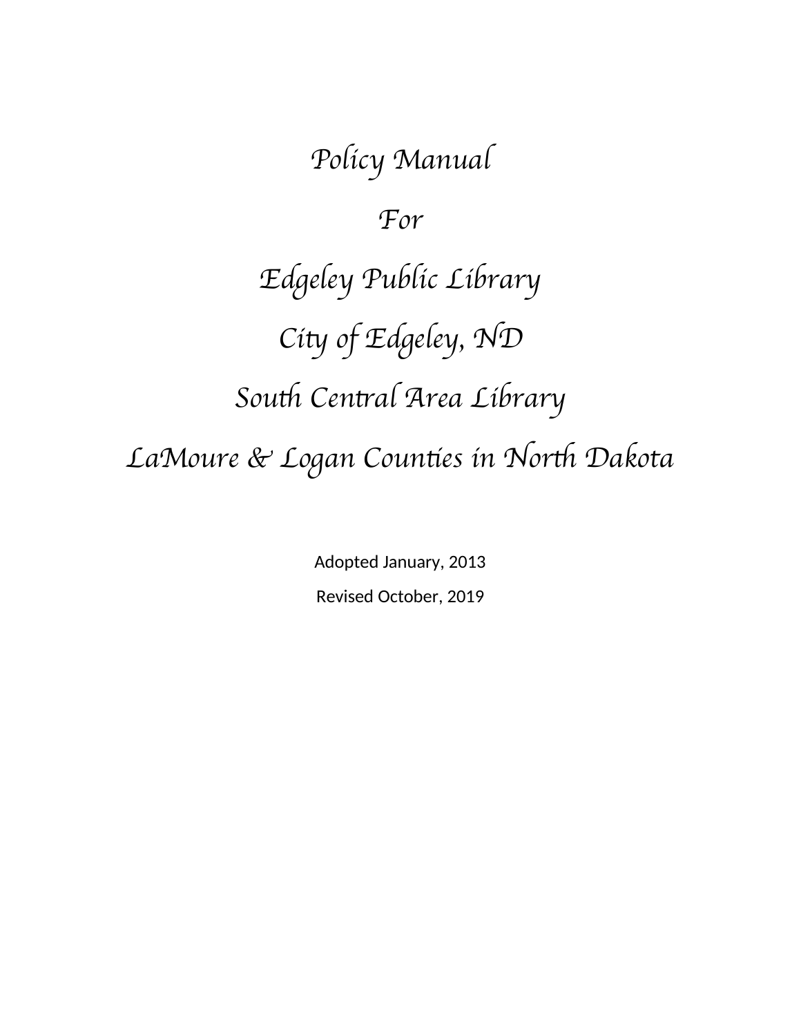# *Policy Manual*

# *For*

# *Edgeley Public Library*

# *City of Edgeley, ND*

# *South Central Area Library*

# *LaMoure & Logan Counties in North Dakota*

Adopted January, 2013

Revised October, 2019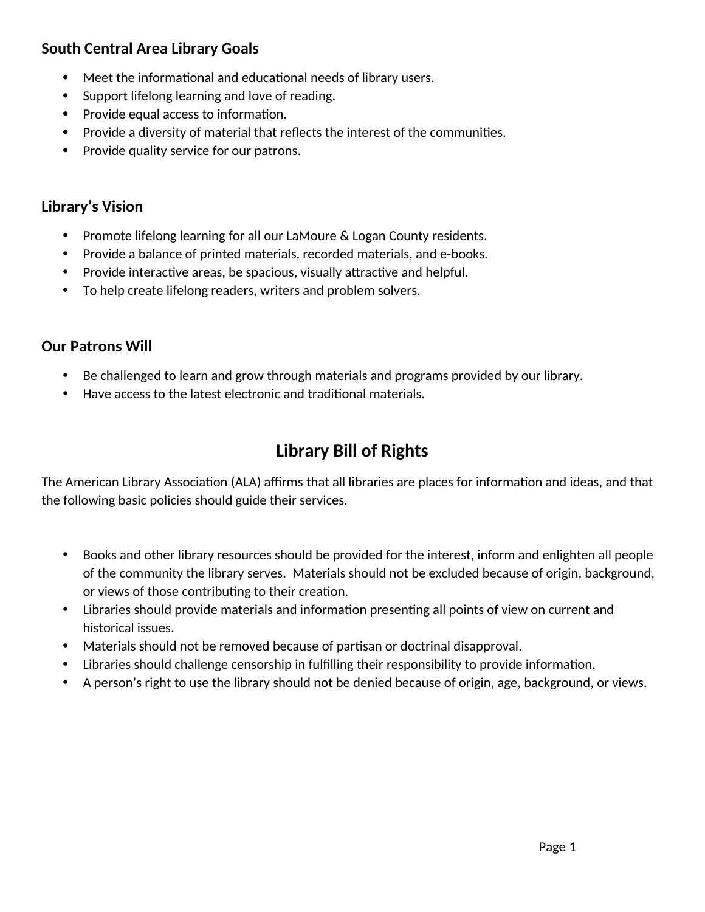## South Central Area Library Goals

- Meet the informational and educational needs of library users.
- Support lifelong learning and love of reading.
- Provide equal access to information.
- Provide a diversity of material that reflects the interest of the communities.
- Provide quality service for our patrons.

## Library's Vision

- Promote lifelong learning for all our LaMoure & Logan County residents.
- Provide a balance of printed materials, recorded materials, and e-books.
- Provide interactive areas, be spacious, visually attractive and helpful.
- To help create lifelong readers, writers and problem solvers.

## Our Patrons Will

- Be challenged to learn and grow through materials and programs provided by our library.
- Have access to the latest electronic and traditional materials.

# Library Bill of Rights

The American Library Association (ALA) affirms that all libraries are places for information and ideas, and that the following basic policies should guide their services.

- Books and other library resources should be provided for the interest, inform and enlighten all people of the community the library serves.  Materials should not be excluded because of origin, background, or views of those contributing to their creation.
- Libraries should provide materials and information presenting all points of view on current and historical issues.
- Materials should not be removed because of partisan or doctrinal disapproval.
- Libraries should challenge censorship in fulfilling their responsibility to provide information.
- A person's right to use the library should not be denied because of origin, age, background, or views.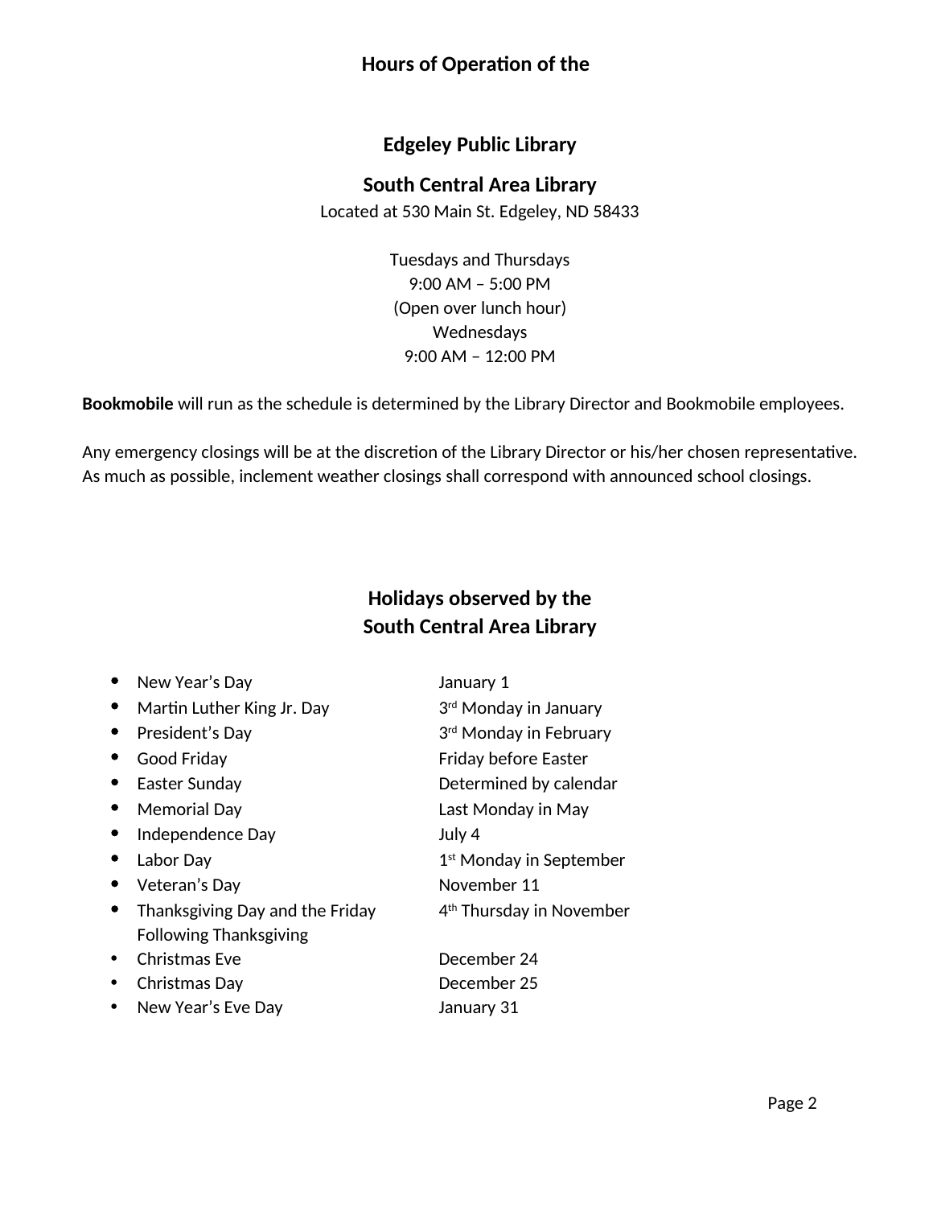## Hours of Operation of the

## Edgeley Public Library

## South Central Area Library

Located at 530 Main St. Edgeley, ND 58433

Tuesdays and Thursdays
9:00 AM – 5:00 PM
(Open over lunch hour)
Wednesdays
9:00 AM – 12:00 PM

**Bookmobile** will run as the schedule is determined by the Library Director and Bookmobile employees.

Any emergency closings will be at the discretion of the Library Director or his/her chosen representative. As much as possible, inclement weather closings shall correspond with announced school closings.

## Holidays observed by the South Central Area Library

- New Year's Day — January 1
- Martin Luther King Jr. Day — 3rd Monday in January
- President's Day — 3rd Monday in February
- Good Friday — Friday before Easter
- Easter Sunday — Determined by calendar
- Memorial Day — Last Monday in May
- Independence Day — July 4
- Labor Day — 1st Monday in September
- Veteran's Day — November 11
- Thanksgiving Day and the Friday Following Thanksgiving — 4th Thursday in November
- Christmas Eve — December 24
- Christmas Day — December 25
- New Year's Eve Day — January 31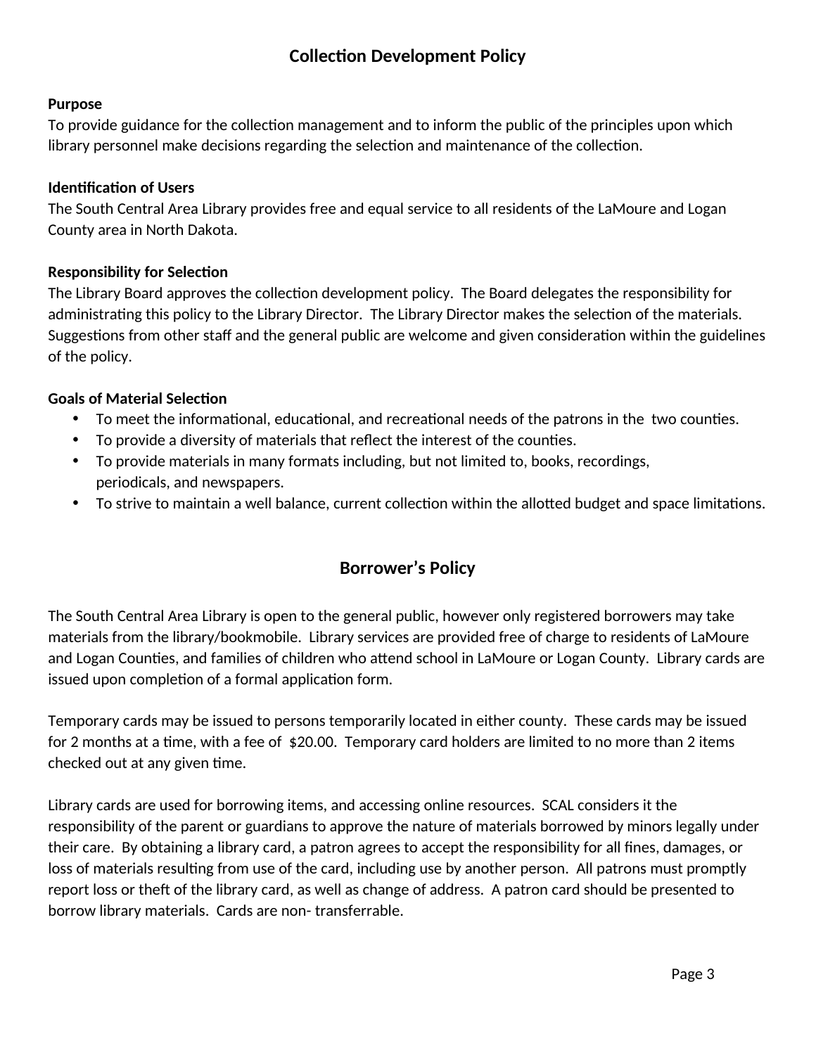# Collection Development Policy

**Purpose**
To provide guidance for the collection management and to inform the public of the principles upon which library personnel make decisions regarding the selection and maintenance of the collection.

**Identification of Users**
The South Central Area Library provides free and equal service to all residents of the LaMoure and Logan County area in North Dakota.

**Responsibility for Selection**
The Library Board approves the collection development policy. The Board delegates the responsibility for administrating this policy to the Library Director. The Library Director makes the selection of the materials. Suggestions from other staff and the general public are welcome and given consideration within the guidelines of the policy.

**Goals of Material Selection**

- To meet the informational, educational, and recreational needs of the patrons in the two counties.
- To provide a diversity of materials that reflect the interest of the counties.
- To provide materials in many formats including, but not limited to, books, recordings, periodicals, and newspapers.
- To strive to maintain a well balance, current collection within the allotted budget and space limitations.

# Borrower's Policy

The South Central Area Library is open to the general public, however only registered borrowers may take materials from the library/bookmobile. Library services are provided free of charge to residents of LaMoure and Logan Counties, and families of children who attend school in LaMoure or Logan County. Library cards are issued upon completion of a formal application form.

Temporary cards may be issued to persons temporarily located in either county. These cards may be issued for 2 months at a time, with a fee of $20.00. Temporary card holders are limited to no more than 2 items checked out at any given time.

Library cards are used for borrowing items, and accessing online resources. SCAL considers it the responsibility of the parent or guardians to approve the nature of materials borrowed by minors legally under their care. By obtaining a library card, a patron agrees to accept the responsibility for all fines, damages, or loss of materials resulting from use of the card, including use by another person. All patrons must promptly report loss or theft of the library card, as well as change of address. A patron card should be presented to borrow library materials. Cards are non- transferrable.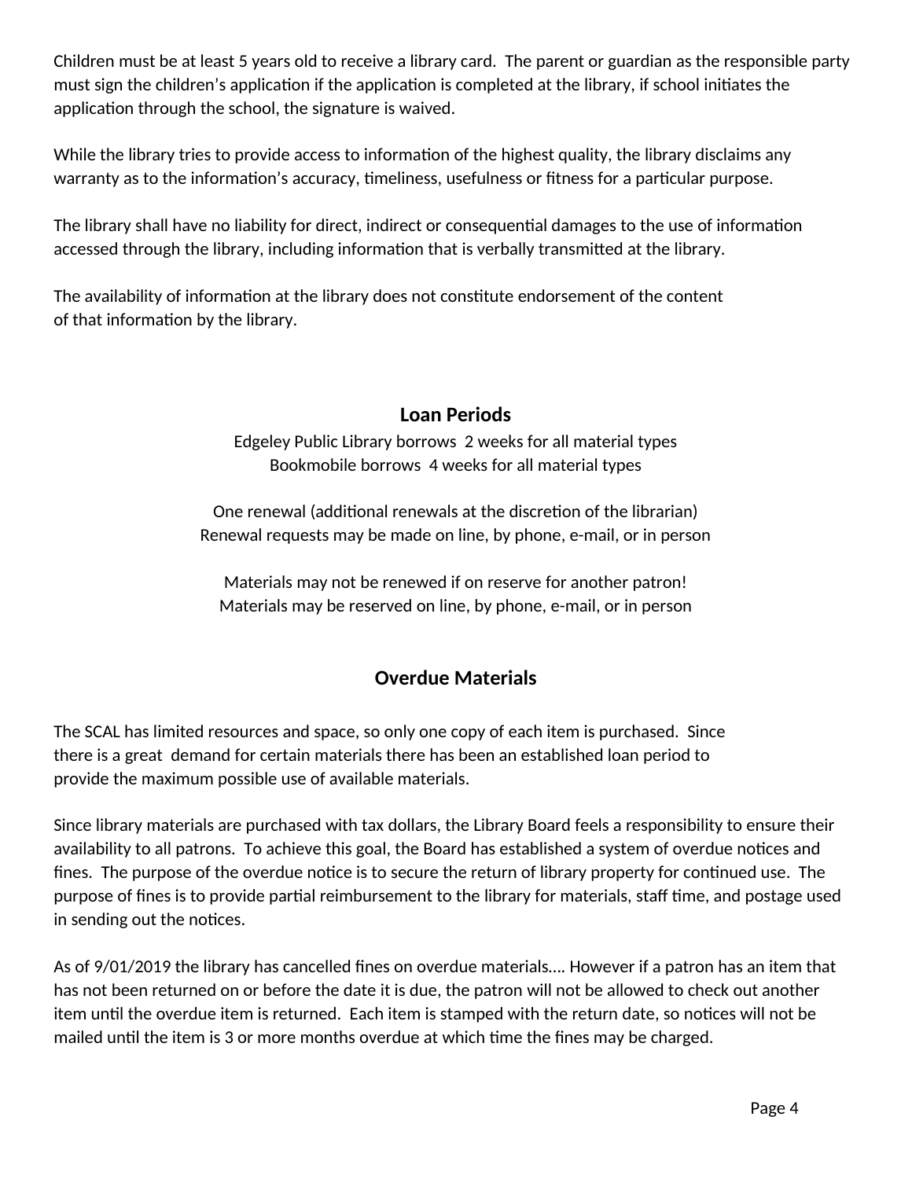Children must be at least 5 years old to receive a library card. The parent or guardian as the responsible party must sign the children's application if the application is completed at the library, if school initiates the application through the school, the signature is waived.

While the library tries to provide access to information of the highest quality, the library disclaims any warranty as to the information's accuracy, timeliness, usefulness or fitness for a particular purpose.

The library shall have no liability for direct, indirect or consequential damages to the use of information accessed through the library, including information that is verbally transmitted at the library.

The availability of information at the library does not constitute endorsement of the content of that information by the library.

## Loan Periods

Edgeley Public Library borrows 2 weeks for all material types
Bookmobile borrows 4 weeks for all material types

One renewal (additional renewals at the discretion of the librarian)
Renewal requests may be made on line, by phone, e-mail, or in person

Materials may not be renewed if on reserve for another patron!
Materials may be reserved on line, by phone, e-mail, or in person

## Overdue Materials

The SCAL has limited resources and space, so only one copy of each item is purchased. Since there is a great demand for certain materials there has been an established loan period to provide the maximum possible use of available materials.

Since library materials are purchased with tax dollars, the Library Board feels a responsibility to ensure their availability to all patrons. To achieve this goal, the Board has established a system of overdue notices and fines. The purpose of the overdue notice is to secure the return of library property for continued use. The purpose of fines is to provide partial reimbursement to the library for materials, staff time, and postage used in sending out the notices.

As of 9/01/2019 the library has cancelled fines on overdue materials…. However if a patron has an item that has not been returned on or before the date it is due, the patron will not be allowed to check out another item until the overdue item is returned. Each item is stamped with the return date, so notices will not be mailed until the item is 3 or more months overdue at which time the fines may be charged.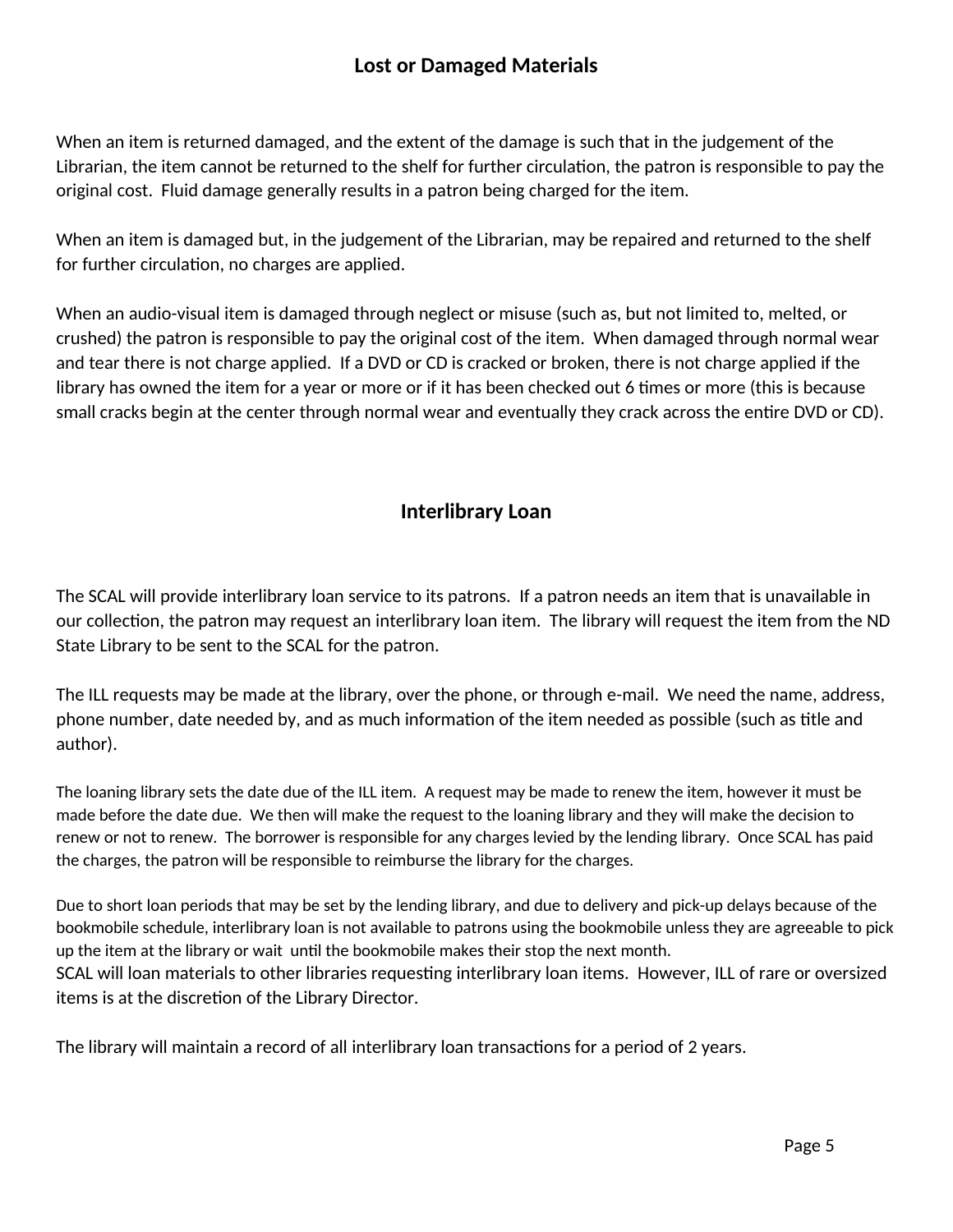## Lost or Damaged Materials

When an item is returned damaged, and the extent of the damage is such that in the judgement of the Librarian, the item cannot be returned to the shelf for further circulation, the patron is responsible to pay the original cost. Fluid damage generally results in a patron being charged for the item.

When an item is damaged but, in the judgement of the Librarian, may be repaired and returned to the shelf for further circulation, no charges are applied.

When an audio-visual item is damaged through neglect or misuse (such as, but not limited to, melted, or crushed) the patron is responsible to pay the original cost of the item. When damaged through normal wear and tear there is not charge applied. If a DVD or CD is cracked or broken, there is not charge applied if the library has owned the item for a year or more or if it has been checked out 6 times or more (this is because small cracks begin at the center through normal wear and eventually they crack across the entire DVD or CD).

## Interlibrary Loan

The SCAL will provide interlibrary loan service to its patrons. If a patron needs an item that is unavailable in our collection, the patron may request an interlibrary loan item. The library will request the item from the ND State Library to be sent to the SCAL for the patron.

The ILL requests may be made at the library, over the phone, or through e-mail. We need the name, address, phone number, date needed by, and as much information of the item needed as possible (such as title and author).

The loaning library sets the date due of the ILL item. A request may be made to renew the item, however it must be made before the date due. We then will make the request to the loaning library and they will make the decision to renew or not to renew. The borrower is responsible for any charges levied by the lending library. Once SCAL has paid the charges, the patron will be responsible to reimburse the library for the charges.

Due to short loan periods that may be set by the lending library, and due to delivery and pick-up delays because of the bookmobile schedule, interlibrary loan is not available to patrons using the bookmobile unless they are agreeable to pick up the item at the library or wait until the bookmobile makes their stop the next month.

SCAL will loan materials to other libraries requesting interlibrary loan items. However, ILL of rare or oversized items is at the discretion of the Library Director.

The library will maintain a record of all interlibrary loan transactions for a period of 2 years.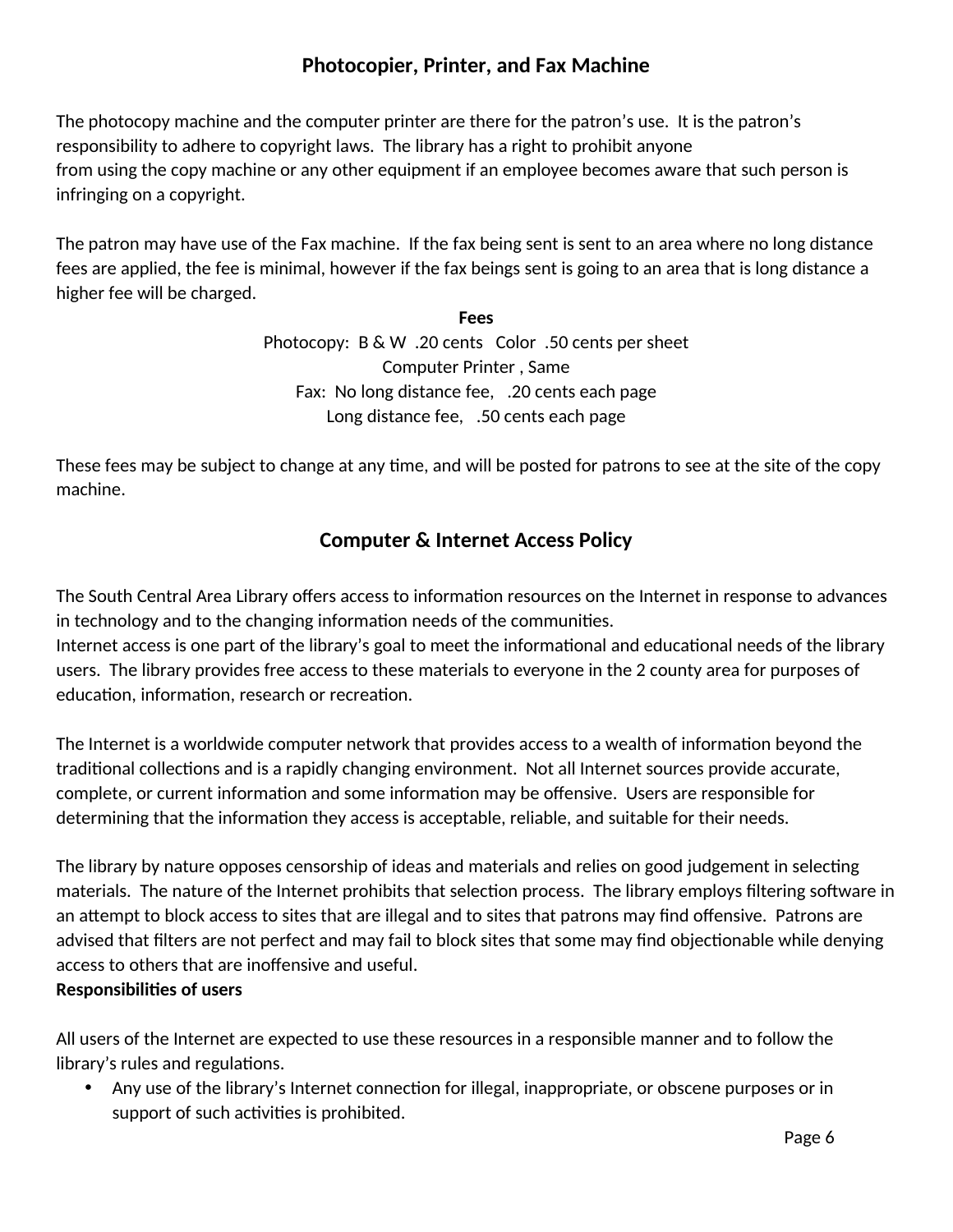## Photocopier, Printer, and Fax Machine

The photocopy machine and the computer printer are there for the patron's use. It is the patron's responsibility to adhere to copyright laws. The library has a right to prohibit anyone from using the copy machine or any other equipment if an employee becomes aware that such person is infringing on a copyright.

The patron may have use of the Fax machine. If the fax being sent is sent to an area where no long distance fees are applied, the fee is minimal, however if the fax beings sent is going to an area that is long distance a higher fee will be charged.

**Fees**

Photocopy: B & W .20 cents Color .50 cents per sheet
Computer Printer , Same
Fax: No long distance fee, .20 cents each page
Long distance fee, .50 cents each page

These fees may be subject to change at any time, and will be posted for patrons to see at the site of the copy machine.

## Computer & Internet Access Policy

The South Central Area Library offers access to information resources on the Internet in response to advances in technology and to the changing information needs of the communities.
Internet access is one part of the library's goal to meet the informational and educational needs of the library users. The library provides free access to these materials to everyone in the 2 county area for purposes of education, information, research or recreation.

The Internet is a worldwide computer network that provides access to a wealth of information beyond the traditional collections and is a rapidly changing environment. Not all Internet sources provide accurate, complete, or current information and some information may be offensive. Users are responsible for determining that the information they access is acceptable, reliable, and suitable for their needs.

The library by nature opposes censorship of ideas and materials and relies on good judgement in selecting materials. The nature of the Internet prohibits that selection process. The library employs filtering software in an attempt to block access to sites that are illegal and to sites that patrons may find offensive. Patrons are advised that filters are not perfect and may fail to block sites that some may find objectionable while denying access to others that are inoffensive and useful.

**Responsibilities of users**

All users of the Internet are expected to use these resources in a responsible manner and to follow the library's rules and regulations.

- Any use of the library's Internet connection for illegal, inappropriate, or obscene purposes or in support of such activities is prohibited.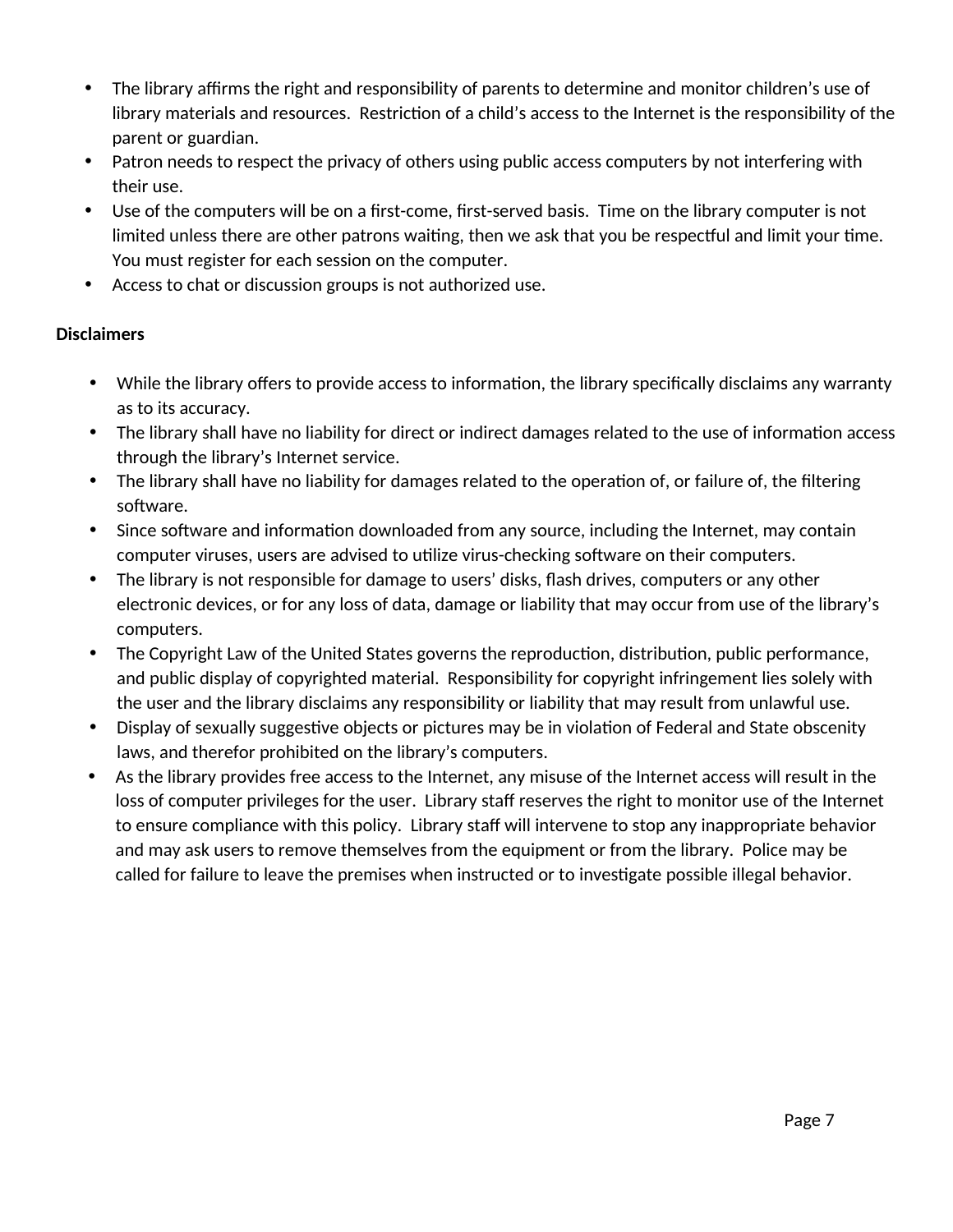- The library affirms the right and responsibility of parents to determine and monitor children's use of library materials and resources. Restriction of a child's access to the Internet is the responsibility of the parent or guardian.
- Patron needs to respect the privacy of others using public access computers by not interfering with their use.
- Use of the computers will be on a first-come, first-served basis. Time on the library computer is not limited unless there are other patrons waiting, then we ask that you be respectful and limit your time. You must register for each session on the computer.
- Access to chat or discussion groups is not authorized use.

**Disclaimers**

- While the library offers to provide access to information, the library specifically disclaims any warranty as to its accuracy.
- The library shall have no liability for direct or indirect damages related to the use of information access through the library's Internet service.
- The library shall have no liability for damages related to the operation of, or failure of, the filtering software.
- Since software and information downloaded from any source, including the Internet, may contain computer viruses, users are advised to utilize virus-checking software on their computers.
- The library is not responsible for damage to users' disks, flash drives, computers or any other electronic devices, or for any loss of data, damage or liability that may occur from use of the library's computers.
- The Copyright Law of the United States governs the reproduction, distribution, public performance, and public display of copyrighted material. Responsibility for copyright infringement lies solely with the user and the library disclaims any responsibility or liability that may result from unlawful use.
- Display of sexually suggestive objects or pictures may be in violation of Federal and State obscenity laws, and therefor prohibited on the library's computers.
- As the library provides free access to the Internet, any misuse of the Internet access will result in the loss of computer privileges for the user. Library staff reserves the right to monitor use of the Internet to ensure compliance with this policy. Library staff will intervene to stop any inappropriate behavior and may ask users to remove themselves from the equipment or from the library. Police may be called for failure to leave the premises when instructed or to investigate possible illegal behavior.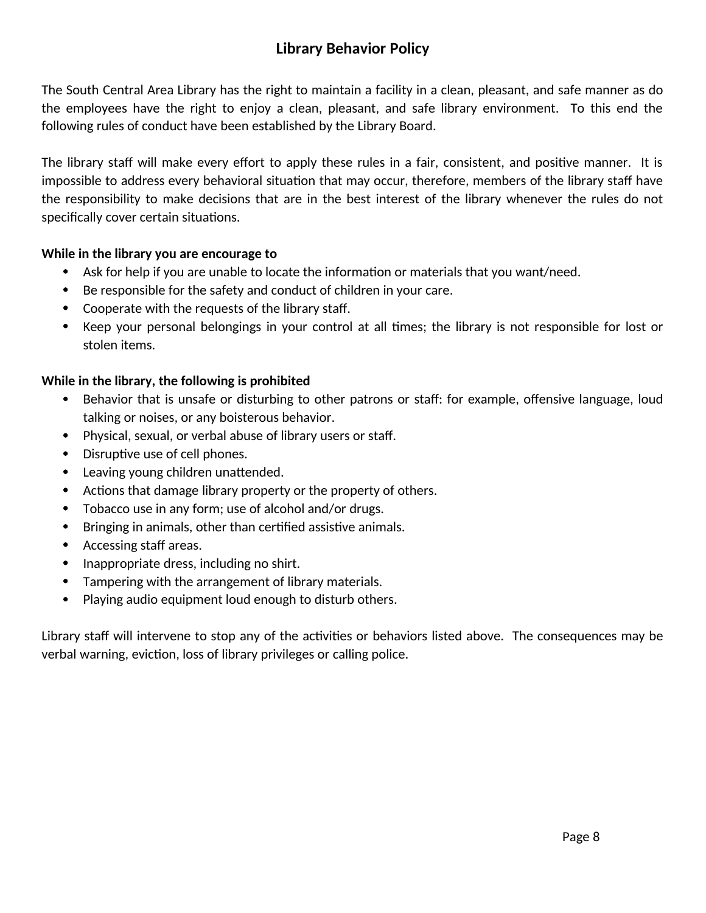# Library Behavior Policy

The South Central Area Library has the right to maintain a facility in a clean, pleasant, and safe manner as do the employees have the right to enjoy a clean, pleasant, and safe library environment. To this end the following rules of conduct have been established by the Library Board.

The library staff will make every effort to apply these rules in a fair, consistent, and positive manner. It is impossible to address every behavioral situation that may occur, therefore, members of the library staff have the responsibility to make decisions that are in the best interest of the library whenever the rules do not specifically cover certain situations.

**While in the library you are encourage to**

- Ask for help if you are unable to locate the information or materials that you want/need.
- Be responsible for the safety and conduct of children in your care.
- Cooperate with the requests of the library staff.
- Keep your personal belongings in your control at all times; the library is not responsible for lost or stolen items.

**While in the library, the following is prohibited**

- Behavior that is unsafe or disturbing to other patrons or staff: for example, offensive language, loud talking or noises, or any boisterous behavior.
- Physical, sexual, or verbal abuse of library users or staff.
- Disruptive use of cell phones.
- Leaving young children unattended.
- Actions that damage library property or the property of others.
- Tobacco use in any form; use of alcohol and/or drugs.
- Bringing in animals, other than certified assistive animals.
- Accessing staff areas.
- Inappropriate dress, including no shirt.
- Tampering with the arrangement of library materials.
- Playing audio equipment loud enough to disturb others.

Library staff will intervene to stop any of the activities or behaviors listed above. The consequences may be verbal warning, eviction, loss of library privileges or calling police.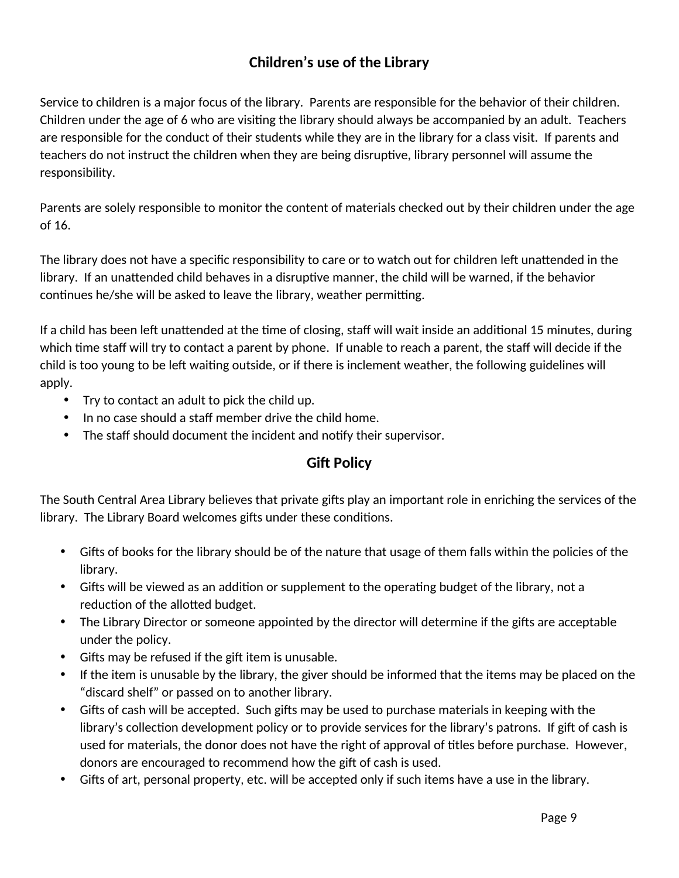## Children's use of the Library

Service to children is a major focus of the library. Parents are responsible for the behavior of their children. Children under the age of 6 who are visiting the library should always be accompanied by an adult. Teachers are responsible for the conduct of their students while they are in the library for a class visit. If parents and teachers do not instruct the children when they are being disruptive, library personnel will assume the responsibility.

Parents are solely responsible to monitor the content of materials checked out by their children under the age of 16.

The library does not have a specific responsibility to care or to watch out for children left unattended in the library. If an unattended child behaves in a disruptive manner, the child will be warned, if the behavior continues he/she will be asked to leave the library, weather permitting.

If a child has been left unattended at the time of closing, staff will wait inside an additional 15 minutes, during which time staff will try to contact a parent by phone. If unable to reach a parent, the staff will decide if the child is too young to be left waiting outside, or if there is inclement weather, the following guidelines will apply.

- Try to contact an adult to pick the child up.
- In no case should a staff member drive the child home.
- The staff should document the incident and notify their supervisor.

## Gift Policy

The South Central Area Library believes that private gifts play an important role in enriching the services of the library. The Library Board welcomes gifts under these conditions.

- Gifts of books for the library should be of the nature that usage of them falls within the policies of the library.
- Gifts will be viewed as an addition or supplement to the operating budget of the library, not a reduction of the allotted budget.
- The Library Director or someone appointed by the director will determine if the gifts are acceptable under the policy.
- Gifts may be refused if the gift item is unusable.
- If the item is unusable by the library, the giver should be informed that the items may be placed on the "discard shelf" or passed on to another library.
- Gifts of cash will be accepted. Such gifts may be used to purchase materials in keeping with the library's collection development policy or to provide services for the library's patrons. If gift of cash is used for materials, the donor does not have the right of approval of titles before purchase. However, donors are encouraged to recommend how the gift of cash is used.
- Gifts of art, personal property, etc. will be accepted only if such items have a use in the library.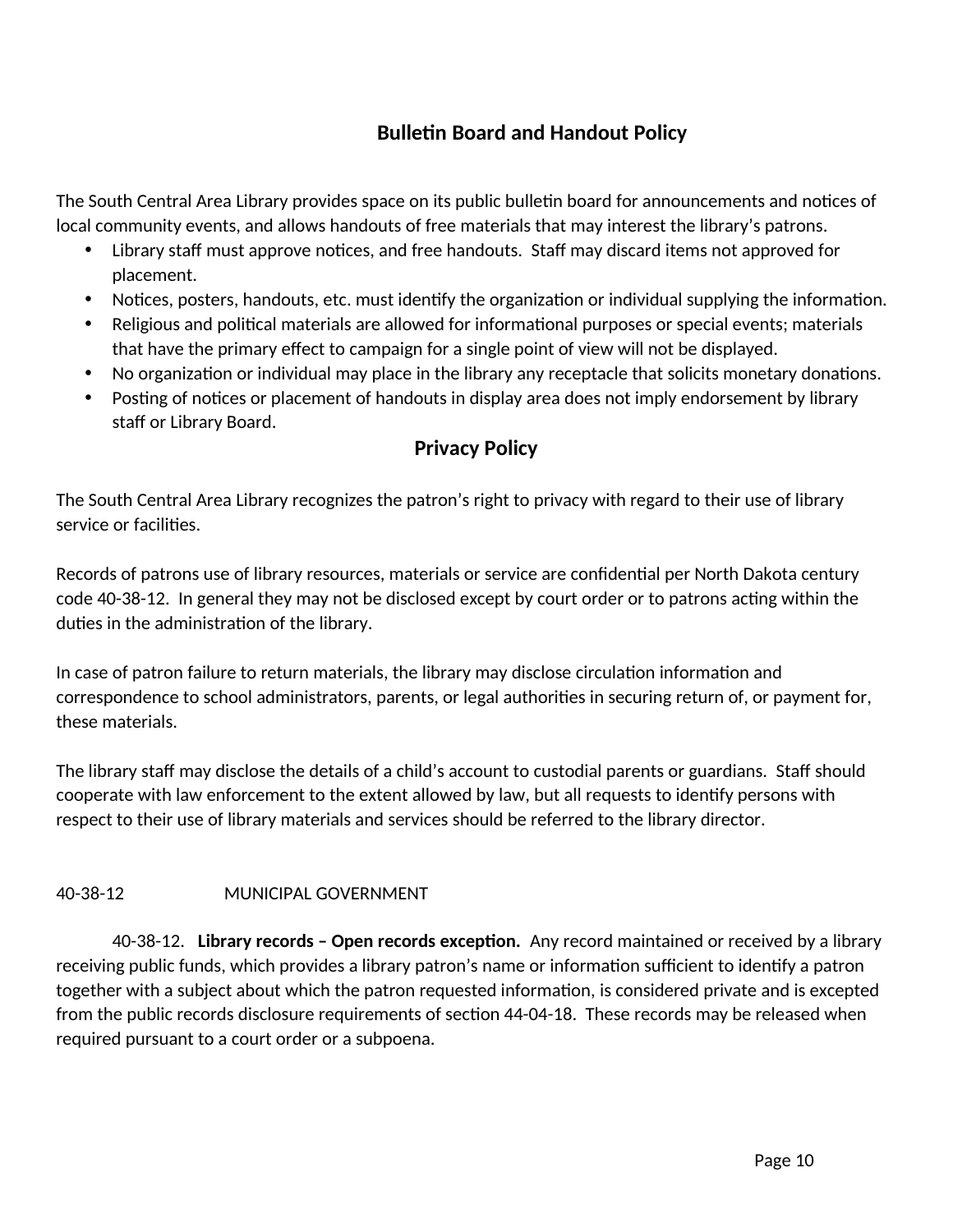## Bulletin Board and Handout Policy

The South Central Area Library provides space on its public bulletin board for announcements and notices of local community events, and allows handouts of free materials that may interest the library's patrons.

- Library staff must approve notices, and free handouts. Staff may discard items not approved for placement.
- Notices, posters, handouts, etc. must identify the organization or individual supplying the information.
- Religious and political materials are allowed for informational purposes or special events; materials that have the primary effect to campaign for a single point of view will not be displayed.
- No organization or individual may place in the library any receptacle that solicits monetary donations.
- Posting of notices or placement of handouts in display area does not imply endorsement by library staff or Library Board.

## Privacy Policy

The South Central Area Library recognizes the patron's right to privacy with regard to their use of library service or facilities.

Records of patrons use of library resources, materials or service are confidential per North Dakota century code 40-38-12. In general they may not be disclosed except by court order or to patrons acting within the duties in the administration of the library.

In case of patron failure to return materials, the library may disclose circulation information and correspondence to school administrators, parents, or legal authorities in securing return of, or payment for, these materials.

The library staff may disclose the details of a child's account to custodial parents or guardians. Staff should cooperate with law enforcement to the extent allowed by law, but all requests to identify persons with respect to their use of library materials and services should be referred to the library director.

40-38-12 MUNICIPAL GOVERNMENT

40-38-12. **Library records – Open records exception.** Any record maintained or received by a library receiving public funds, which provides a library patron's name or information sufficient to identify a patron together with a subject about which the patron requested information, is considered private and is excepted from the public records disclosure requirements of section 44-04-18. These records may be released when required pursuant to a court order or a subpoena.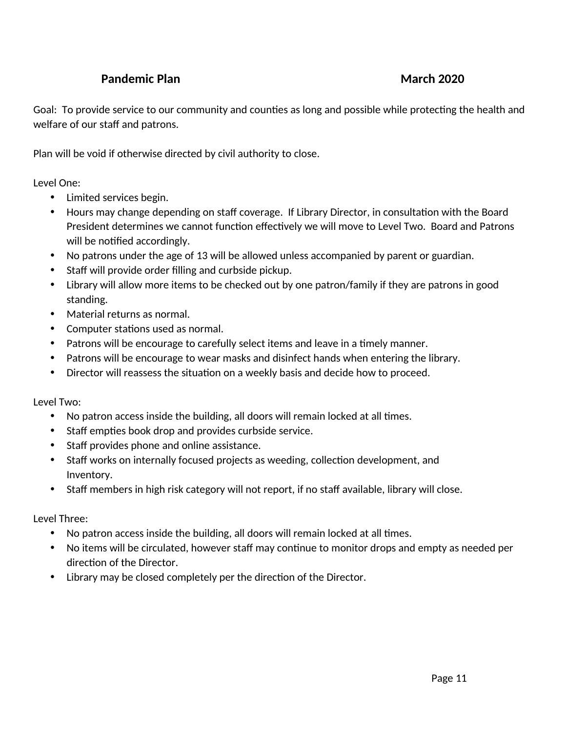**Pandemic Plan March 2020**

Goal: To provide service to our community and counties as long and possible while protecting the health and welfare of our staff and patrons.

Plan will be void if otherwise directed by civil authority to close.

Level One:

- Limited services begin.
- Hours may change depending on staff coverage. If Library Director, in consultation with the Board President determines we cannot function effectively we will move to Level Two. Board and Patrons will be notified accordingly.
- No patrons under the age of 13 will be allowed unless accompanied by parent or guardian.
- Staff will provide order filling and curbside pickup.
- Library will allow more items to be checked out by one patron/family if they are patrons in good standing.
- Material returns as normal.
- Computer stations used as normal.
- Patrons will be encourage to carefully select items and leave in a timely manner.
- Patrons will be encourage to wear masks and disinfect hands when entering the library.
- Director will reassess the situation on a weekly basis and decide how to proceed.

Level Two:

- No patron access inside the building, all doors will remain locked at all times.
- Staff empties book drop and provides curbside service.
- Staff provides phone and online assistance.
- Staff works on internally focused projects as weeding, collection development, and Inventory.
- Staff members in high risk category will not report, if no staff available, library will close.

Level Three:

- No patron access inside the building, all doors will remain locked at all times.
- No items will be circulated, however staff may continue to monitor drops and empty as needed per direction of the Director.
- Library may be closed completely per the direction of the Director.